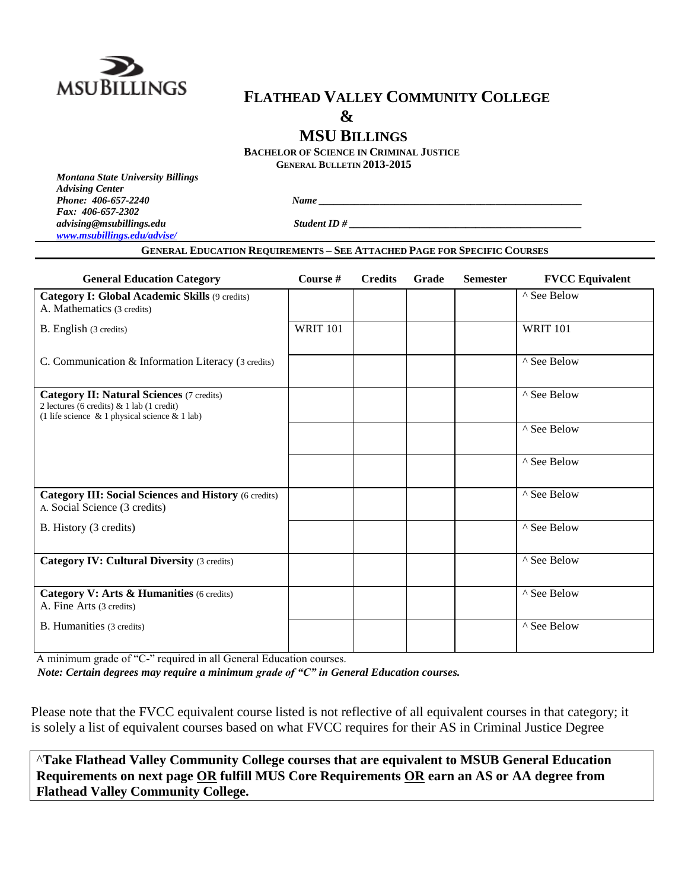MSU BILLINGS

# FLATHEAD VALLEY COMMUNITY COLLEGE

# &

# MSU BILLINGS

**BACHELOR OF SCIENCE IN CRIMINAL JUSTICE**

**GENERAL BULLETIN 2013-2015**

***Montana State University Billings***
***Advising Center***
***Phone: 406-657-2240***
***Fax: 406-657-2302***
***advising@msubillings.edu***
***www.msubillings.edu/advise/***

***Name*** ______________________________________________

***Student ID #*** ______________________________________________

**GENERAL EDUCATION REQUIREMENTS – SEE ATTACHED PAGE FOR SPECIFIC COURSES**

| General Education Category | Course # | Credits | Grade | Semester | FVCC Equivalent |
|---|---|---|---|---|---|
| **Category I: Global Academic Skills** (9 credits)<br>A. Mathematics (3 credits) | | | | | ^ See Below |
| B. English (3 credits) | WRIT 101 | | | | WRIT 101 |
| C. Communication & Information Literacy (3 credits) | | | | | ^ See Below |
| **Category II: Natural Sciences** (7 credits)<br>2 lectures (6 credits) & 1 lab (1 credit)<br>(1 life science & 1 physical science & 1 lab) | | | | | ^ See Below |
| | | | | | ^ See Below |
| | | | | | ^ See Below |
| **Category III: Social Sciences and History** (6 credits)<br>A. Social Science (3 credits) | | | | | ^ See Below |
| B. History (3 credits) | | | | | ^ See Below |
| **Category IV: Cultural Diversity** (3 credits) | | | | | ^ See Below |
| **Category V: Arts & Humanities** (6 credits)<br>A. Fine Arts (3 credits) | | | | | ^ See Below |
| B. Humanities (3 credits) | | | | | ^ See Below |

A minimum grade of "C-" required in all General Education courses.

***Note: Certain degrees may require a minimum grade of "C" in General Education courses.***

Please note that the FVCC equivalent course listed is not reflective of all equivalent courses in that category; it is solely a list of equivalent courses based on what FVCC requires for their AS in Criminal Justice Degree

**^Take Flathead Valley Community College courses that are equivalent to MSUB General Education Requirements on next page OR fulfill MUS Core Requirements OR earn an AS or AA degree from Flathead Valley Community College.**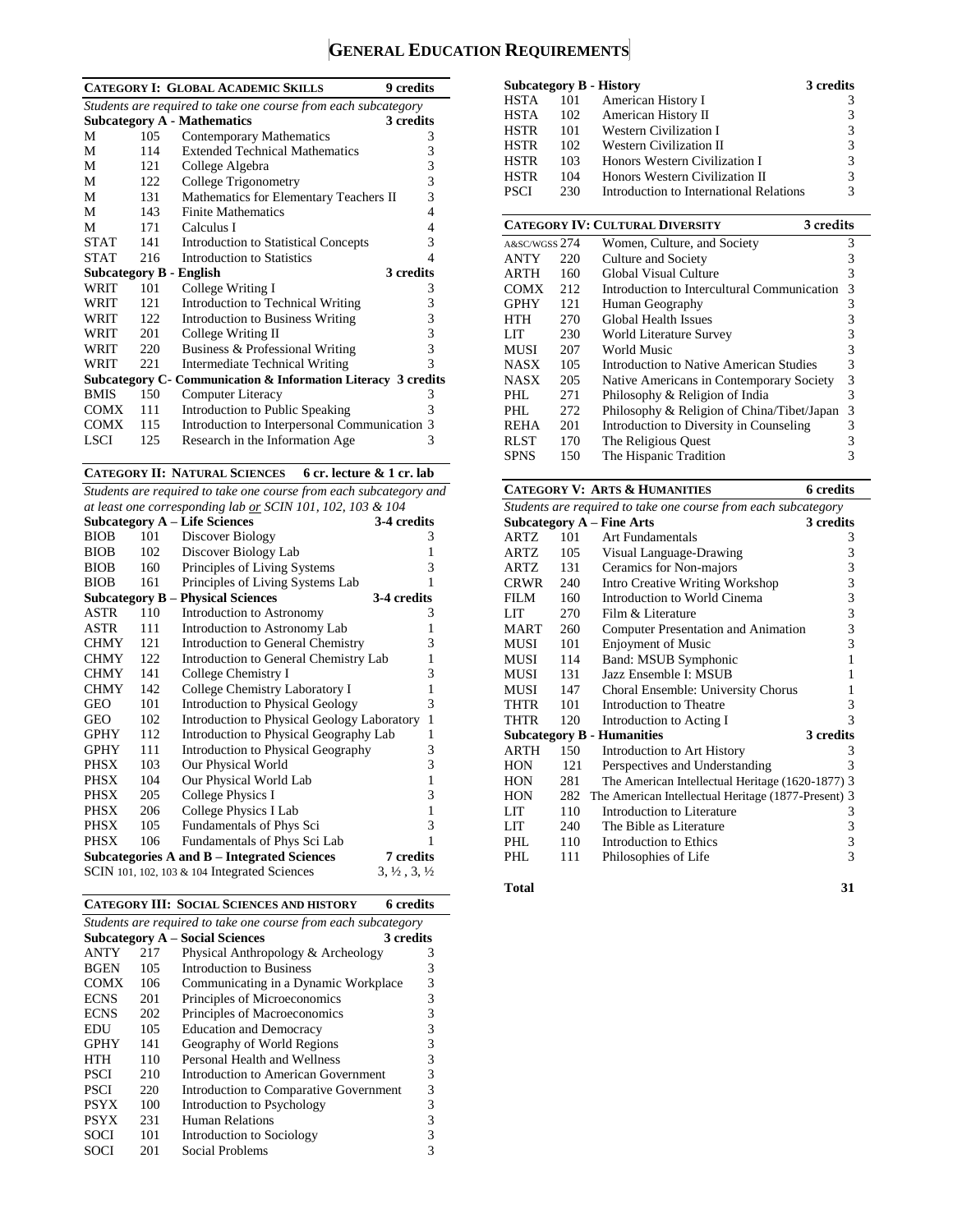# General Education Requirements

## Category I: Global Academic Skills — 9 credits

*Students are required to take one course from each subcategory*

### Subcategory A - Mathematics — 3 credits

| | | | |
|---|---|---|---|
| M | 105 | Contemporary Mathematics | 3 |
| M | 114 | Extended Technical Mathematics | 3 |
| M | 121 | College Algebra | 3 |
| M | 122 | College Trigonometry | 3 |
| M | 131 | Mathematics for Elementary Teachers II | 3 |
| M | 143 | Finite Mathematics | 4 |
| M | 171 | Calculus I | 4 |
| STAT | 141 | Introduction to Statistical Concepts | 3 |
| STAT | 216 | Introduction to Statistics | 4 |

### Subcategory B - English — 3 credits

| | | | |
|---|---|---|---|
| WRIT | 101 | College Writing I | 3 |
| WRIT | 121 | Introduction to Technical Writing | 3 |
| WRIT | 122 | Introduction to Business Writing | 3 |
| WRIT | 201 | College Writing II | 3 |
| WRIT | 220 | Business & Professional Writing | 3 |
| WRIT | 221 | Intermediate Technical Writing | 3 |

### Subcategory C- Communication & Information Literacy — 3 credits

| | | | |
|---|---|---|---|
| BMIS | 150 | Computer Literacy | 3 |
| COMX | 111 | Introduction to Public Speaking | 3 |
| COMX | 115 | Introduction to Interpersonal Communication | 3 |
| LSCI | 125 | Research in the Information Age | 3 |

## Category II: Natural Sciences — 6 cr. lecture & 1 cr. lab

*Students are required to take one course from each subcategory and at least one corresponding lab or SCIN 101, 102, 103 & 104*

### Subcategory A – Life Sciences — 3-4 credits

| | | | |
|---|---|---|---|
| BIOB | 101 | Discover Biology | 3 |
| BIOB | 102 | Discover Biology Lab | 1 |
| BIOB | 160 | Principles of Living Systems | 3 |
| BIOB | 161 | Principles of Living Systems Lab | 1 |

### Subcategory B – Physical Sciences — 3-4 credits

| | | | |
|---|---|---|---|
| ASTR | 110 | Introduction to Astronomy | 3 |
| ASTR | 111 | Introduction to Astronomy Lab | 1 |
| CHMY | 121 | Introduction to General Chemistry | 3 |
| CHMY | 122 | Introduction to General Chemistry Lab | 1 |
| CHMY | 141 | College Chemistry I | 3 |
| CHMY | 142 | College Chemistry Laboratory I | 1 |
| GEO | 101 | Introduction to Physical Geology | 3 |
| GEO | 102 | Introduction to Physical Geology Laboratory | 1 |
| GPHY | 112 | Introduction to Physical Geography Lab | 1 |
| GPHY | 111 | Introduction to Physical Geography | 3 |
| PHSX | 103 | Our Physical World | 3 |
| PHSX | 104 | Our Physical World Lab | 1 |
| PHSX | 205 | College Physics I | 3 |
| PHSX | 206 | College Physics I Lab | 1 |
| PHSX | 105 | Fundamentals of Phys Sci | 3 |
| PHSX | 106 | Fundamentals of Phys Sci Lab | 1 |

### Subcategories A and B – Integrated Sciences — 7 credits

SCIN 101, 102, 103 & 104 Integrated Sciences — 3, ½ , 3, ½

## Category III: Social Sciences and History — 6 credits

*Students are required to take one course from each subcategory*

### Subcategory A – Social Sciences — 3 credits

| | | | |
|---|---|---|---|
| ANTY | 217 | Physical Anthropology & Archeology | 3 |
| BGEN | 105 | Introduction to Business | 3 |
| COMX | 106 | Communicating in a Dynamic Workplace | 3 |
| ECNS | 201 | Principles of Microeconomics | 3 |
| ECNS | 202 | Principles of Macroeconomics | 3 |
| EDU | 105 | Education and Democracy | 3 |
| GPHY | 141 | Geography of World Regions | 3 |
| HTH | 110 | Personal Health and Wellness | 3 |
| PSCI | 210 | Introduction to American Government | 3 |
| PSCI | 220 | Introduction to Comparative Government | 3 |
| PSYX | 100 | Introduction to Psychology | 3 |
| PSYX | 231 | Human Relations | 3 |
| SOCI | 101 | Introduction to Sociology | 3 |
| SOCI | 201 | Social Problems | 3 |

### Subcategory B - History — 3 credits

| | | | |
|---|---|---|---|
| HSTA | 101 | American History I | 3 |
| HSTA | 102 | American History II | 3 |
| HSTR | 101 | Western Civilization I | 3 |
| HSTR | 102 | Western Civilization II | 3 |
| HSTR | 103 | Honors Western Civilization I | 3 |
| HSTR | 104 | Honors Western Civilization II | 3 |
| PSCI | 230 | Introduction to International Relations | 3 |

## Category IV: Cultural Diversity — 3 credits

| | | | |
|---|---|---|---|
| A&SC/WGSS | 274 | Women, Culture, and Society | 3 |
| ANTY | 220 | Culture and Society | 3 |
| ARTH | 160 | Global Visual Culture | 3 |
| COMX | 212 | Introduction to Intercultural Communication | 3 |
| GPHY | 121 | Human Geography | 3 |
| HTH | 270 | Global Health Issues | 3 |
| LIT | 230 | World Literature Survey | 3 |
| MUSI | 207 | World Music | 3 |
| NASX | 105 | Introduction to Native American Studies | 3 |
| NASX | 205 | Native Americans in Contemporary Society | 3 |
| PHL | 271 | Philosophy & Religion of India | 3 |
| PHL | 272 | Philosophy & Religion of China/Tibet/Japan | 3 |
| REHA | 201 | Introduction to Diversity in Counseling | 3 |
| RLST | 170 | The Religious Quest | 3 |
| SPNS | 150 | The Hispanic Tradition | 3 |

## Category V: Arts & Humanities — 6 credits

*Students are required to take one course from each subcategory*

### Subcategory A – Fine Arts — 3 credits

| | | | |
|---|---|---|---|
| ARTZ | 101 | Art Fundamentals | 3 |
| ARTZ | 105 | Visual Language-Drawing | 3 |
| ARTZ | 131 | Ceramics for Non-majors | 3 |
| CRWR | 240 | Intro Creative Writing Workshop | 3 |
| FILM | 160 | Introduction to World Cinema | 3 |
| LIT | 270 | Film & Literature | 3 |
| MART | 260 | Computer Presentation and Animation | 3 |
| MUSI | 101 | Enjoyment of Music | 3 |
| MUSI | 114 | Band: MSUB Symphonic | 1 |
| MUSI | 131 | Jazz Ensemble I: MSUB | 1 |
| MUSI | 147 | Choral Ensemble: University Chorus | 1 |
| THTR | 101 | Introduction to Theatre | 3 |
| THTR | 120 | Introduction to Acting I | 3 |

### Subcategory B - Humanities — 3 credits

| | | | |
|---|---|---|---|
| ARTH | 150 | Introduction to Art History | 3 |
| HON | 121 | Perspectives and Understanding | 3 |
| HON | 281 | The American Intellectual Heritage (1620-1877) | 3 |
| HON | 282 | The American Intellectual Heritage (1877-Present) | 3 |
| LIT | 110 | Introduction to Literature | 3 |
| LIT | 240 | The Bible as Literature | 3 |
| PHL | 110 | Introduction to Ethics | 3 |
| PHL | 111 | Philosophies of Life | 3 |

**Total** — **31**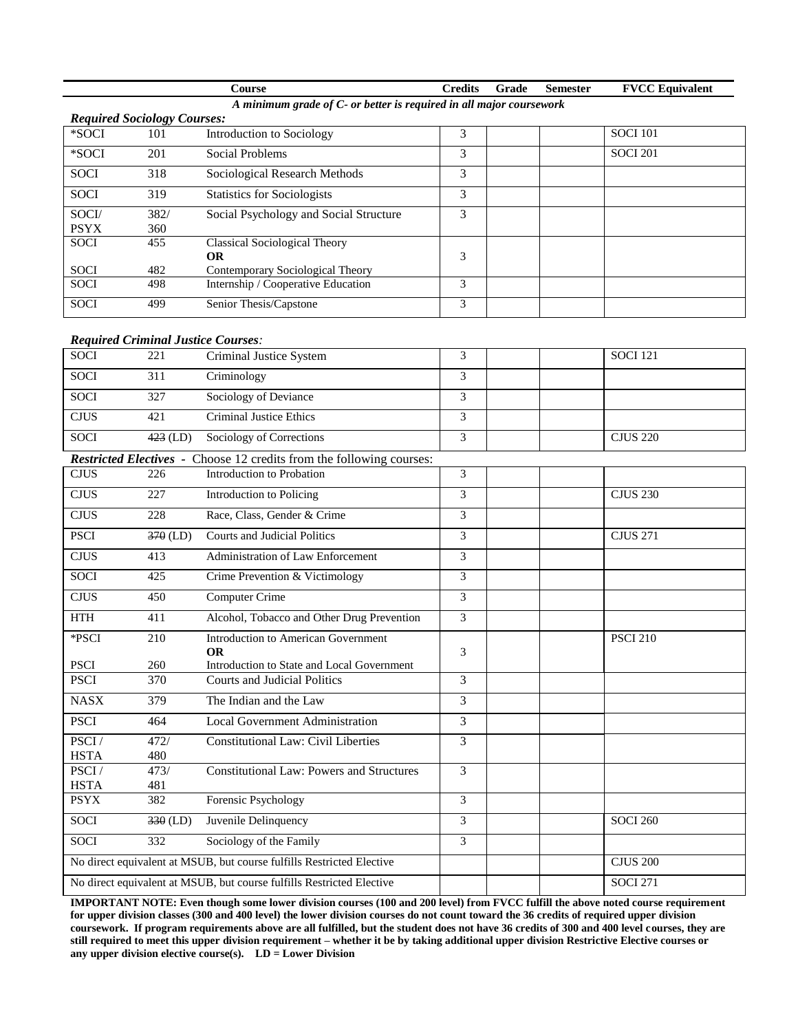| | | Course | Credits | Grade | Semester | FVCC Equivalent |
|---|---|---|---|---|---|---|
| | | ***A minimum grade of C- or better is required in all major coursework*** | | | | |
| ***Required Sociology Courses:*** | | | | | | |
| *SOCI | 101 | Introduction to Sociology | 3 | | | SOCI 101 |
| *SOCI | 201 | Social Problems | 3 | | | SOCI 201 |
| SOCI | 318 | Sociological Research Methods | 3 | | | |
| SOCI | 319 | Statistics for Sociologists | 3 | | | |
| SOCI/ PSYX | 382/ 360 | Social Psychology and Social Structure | 3 | | | |
| SOCI / SOCI | 455 / 482 | Classical Sociological Theory **OR** Contemporary Sociological Theory | 3 | | | |
| SOCI | 498 | Internship / Cooperative Education | 3 | | | |
| SOCI | 499 | Senior Thesis/Capstone | 3 | | | |
| ***Required Criminal Justice Courses:*** | | | | | | |
| SOCI | 221 | Criminal Justice System | 3 | | | SOCI 121 |
| SOCI | 311 | Criminology | 3 | | | |
| SOCI | 327 | Sociology of Deviance | 3 | | | |
| CJUS | 421 | Criminal Justice Ethics | 3 | | | |
| SOCI | ~~423~~ (LD) | Sociology of Corrections | 3 | | | CJUS 220 |
| ***Restricted Electives*** - Choose 12 credits from the following courses: | | | | | | |
| CJUS | 226 | Introduction to Probation | 3 | | | |
| CJUS | 227 | Introduction to Policing | 3 | | | CJUS 230 |
| CJUS | 228 | Race, Class, Gender & Crime | 3 | | | |
| PSCI | ~~370~~ (LD) | Courts and Judicial Politics | 3 | | | CJUS 271 |
| CJUS | 413 | Administration of Law Enforcement | 3 | | | |
| SOCI | 425 | Crime Prevention & Victimology | 3 | | | |
| CJUS | 450 | Computer Crime | 3 | | | |
| HTH | 411 | Alcohol, Tobacco and Other Drug Prevention | 3 | | | |
| *PSCI / PSCI | 210 / 260 | Introduction to American Government **OR** Introduction to State and Local Government | 3 | | | PSCI 210 |
| PSCI | 370 | Courts and Judicial Politics | 3 | | | |
| NASX | 379 | The Indian and the Law | 3 | | | |
| PSCI | 464 | Local Government Administration | 3 | | | |
| PSCI / HSTA | 472/ 480 | Constitutional Law: Civil Liberties | 3 | | | |
| PSCI / HSTA | 473/ 481 | Constitutional Law: Powers and Structures | 3 | | | |
| PSYX | 382 | Forensic Psychology | 3 | | | |
| SOCI | ~~330~~ (LD) | Juvenile Delinquency | 3 | | | SOCI 260 |
| SOCI | 332 | Sociology of the Family | 3 | | | |
| No direct equivalent at MSUB, but course fulfills Restricted Elective | | | | | | CJUS 200 |
| No direct equivalent at MSUB, but course fulfills Restricted Elective | | | | | | SOCI 271 |

**IMPORTANT NOTE: Even though some lower division courses (100 and 200 level) from FVCC fulfill the above noted course requirement for upper division classes (300 and 400 level) the lower division courses do not count toward the 36 credits of required upper division coursework. If program requirements above are all fulfilled, but the student does not have 36 credits of 300 and 400 level courses, they are still required to meet this upper division requirement – whether it be by taking additional upper division Restrictive Elective courses or any upper division elective course(s). LD = Lower Division**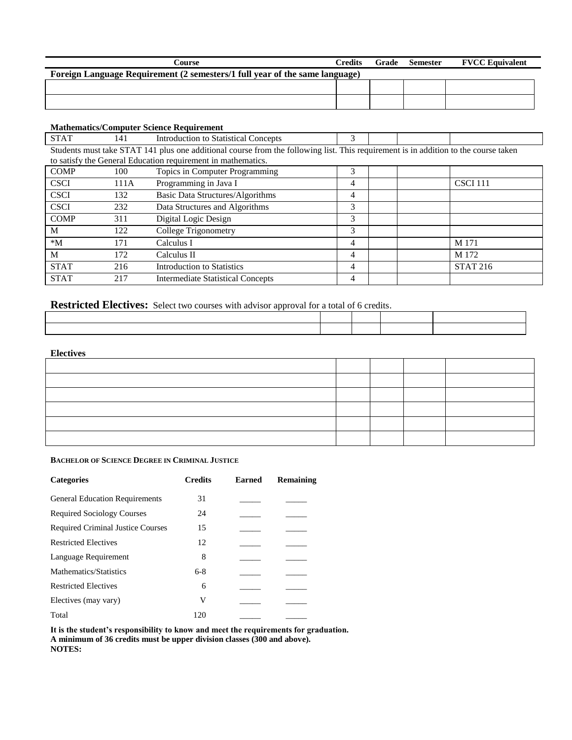| Course | | | Credits | Grade | Semester | FVCC Equivalent |
|---|---|---|---|---|---|---|
| **Foreign Language Requirement (2 semesters/1 full year of the same language)** | | | | | | |
| | | | | | | |
| | | | | | | |

**Mathematics/Computer Science Requirement**

| | | | | | | |
|---|---|---|---|---|---|---|
| STAT | 141 | Introduction to Statistical Concepts | 3 | | | |

Students must take STAT 141 plus one additional course from the following list. This requirement is in addition to the course taken to satisfy the General Education requirement in mathematics.

| | | | | | | |
|---|---|---|---|---|---|---|
| COMP | 100 | Topics in Computer Programming | 3 | | | |
| CSCI | 111A | Programming in Java I | 4 | | | CSCI 111 |
| CSCI | 132 | Basic Data Structures/Algorithms | 4 | | | |
| CSCI | 232 | Data Structures and Algorithms | 3 | | | |
| COMP | 311 | Digital Logic Design | 3 | | | |
| M | 122 | College Trigonometry | 3 | | | |
| *M | 171 | Calculus I | 4 | | | M 171 |
| M | 172 | Calculus II | 4 | | | M 172 |
| STAT | 216 | Introduction to Statistics | 4 | | | STAT 216 |
| STAT | 217 | Intermediate Statistical Concepts | 4 | | | |

**Restricted Electives:** Select two courses with advisor approval for a total of 6 credits.

| | | | | |
|---|---|---|---|---|
| | | | | |
| | | | | |

**Electives**

| | | | | |
|---|---|---|---|---|
| | | | | |
| | | | | |
| | | | | |
| | | | | |
| | | | | |
| | | | | |

**BACHELOR OF SCIENCE DEGREE IN CRIMINAL JUSTICE**

| Categories | Credits | Earned | Remaining |
|---|---|---|---|
| General Education Requirements | 31 | _____ | _____ |
| Required Sociology Courses | 24 | _____ | _____ |
| Required Criminal Justice Courses | 15 | _____ | _____ |
| Restricted Electives | 12 | _____ | _____ |
| Language Requirement | 8 | _____ | _____ |
| Mathematics/Statistics | 6-8 | _____ | _____ |
| Restricted Electives | 6 | _____ | _____ |
| Electives (may vary) | V | _____ | _____ |
| Total | 120 | _____ | _____ |

**It is the student's responsibility to know and meet the requirements for graduation.**
**A minimum of 36 credits must be upper division classes (300 and above).**
**NOTES:**